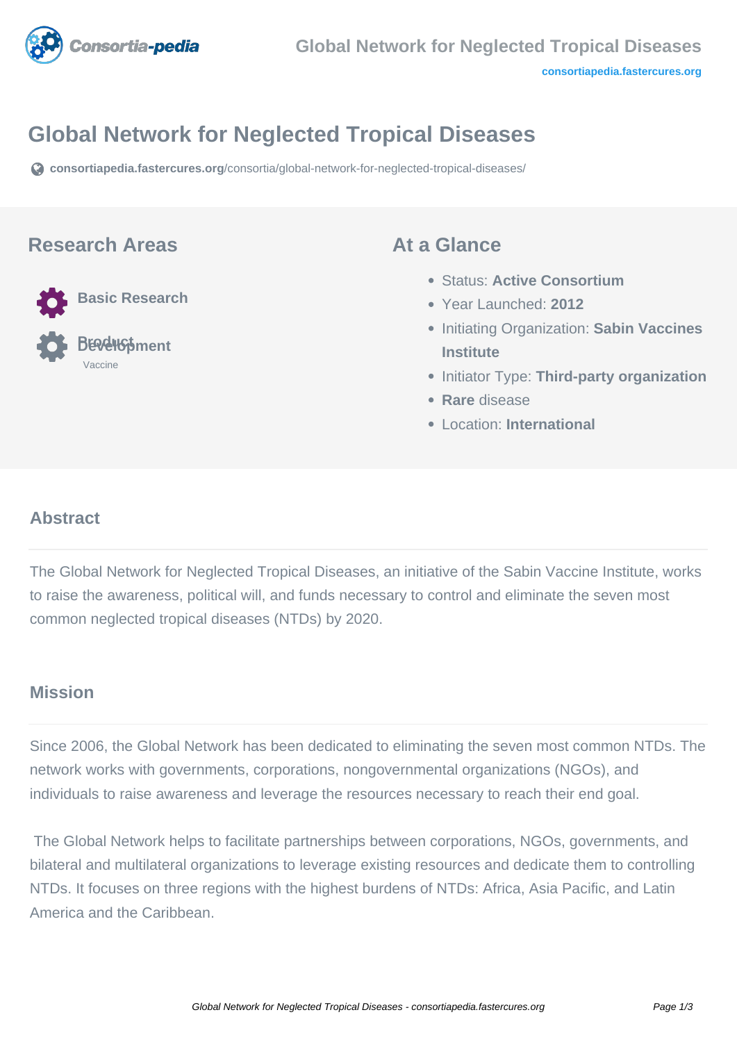# Global Network for Neglected Tropical Diseases

consortiapedia.fastercures.org/consortia/global-network-for-neglected-tropical-diseases/

## Research Areas

- Basic Research
- Product Development
  - Vaccine

## At a Glance

- Status: **Active Consortium**
- Year Launched: **2012**
- Initiating Organization: **Sabin Vaccines Institute**
- Initiator Type: **Third-party organization**
- **Rare** disease
- Location: **International**

## Abstract

The Global Network for Neglected Tropical Diseases, an initiative of the Sabin Vaccine Institute, works to raise the awareness, political will, and funds necessary to control and eliminate the seven most common neglected tropical diseases (NTDs) by 2020.

## Mission

Since 2006, the Global Network has been dedicated to eliminating the seven most common NTDs. The network works with governments, corporations, nongovernmental organizations (NGOs), and individuals to raise awareness and leverage the resources necessary to reach their end goal.

The Global Network helps to facilitate partnerships between corporations, NGOs, governments, and bilateral and multilateral organizations to leverage existing resources and dedicate them to controlling NTDs. It focuses on three regions with the highest burdens of NTDs: Africa, Asia Pacific, and Latin America and the Caribbean.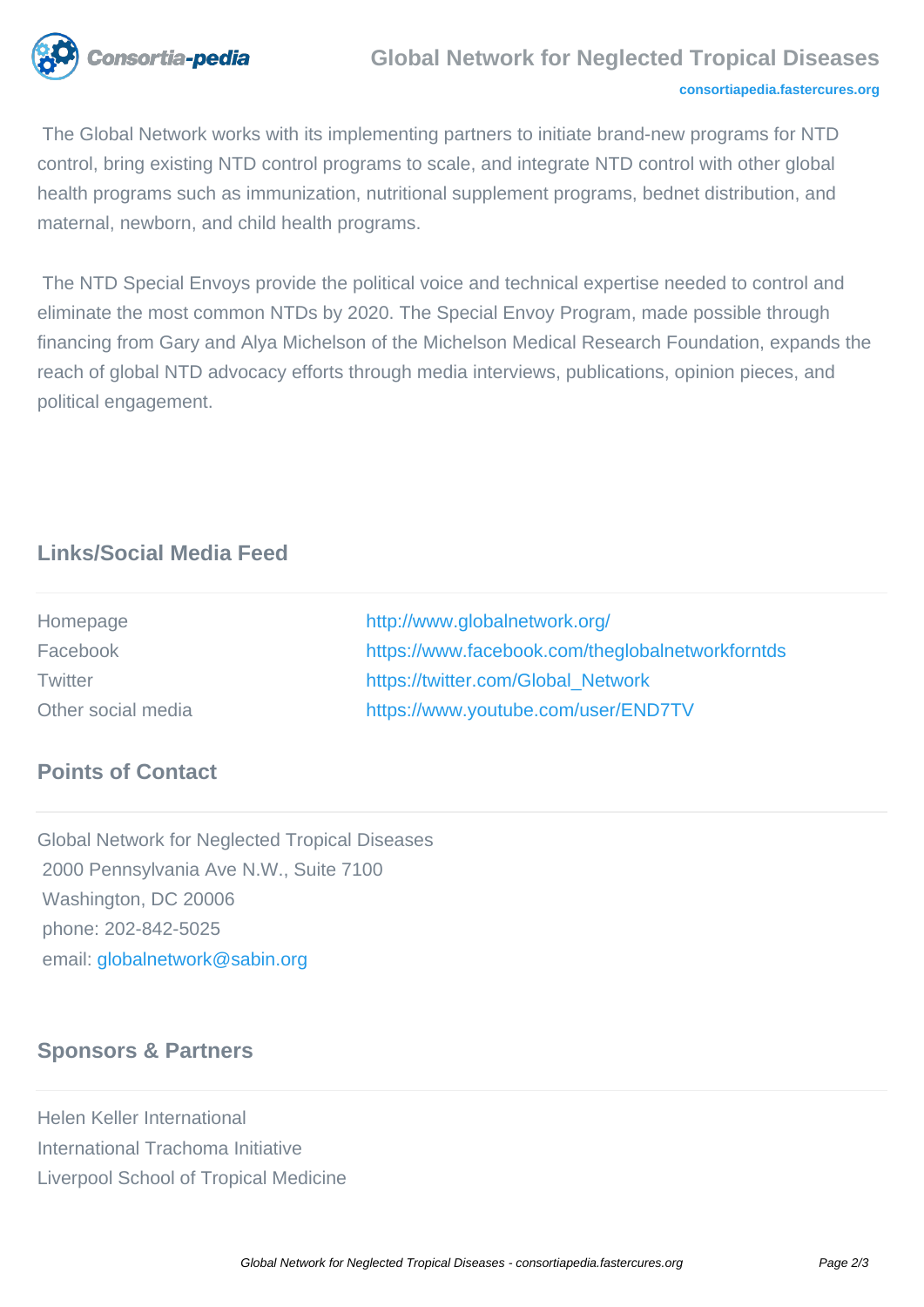The Global Network works with its implementing partners to initiate brand-new programs for NTD control, bring existing NTD control programs to scale, and integrate NTD control with other global health programs such as immunization, nutritional supplement programs, bednet distribution, and maternal, newborn, and child health programs.

The NTD Special Envoys provide the political voice and technical expertise needed to control and eliminate the most common NTDs by 2020. The Special Envoy Program, made possible through financing from Gary and Alya Michelson of the Michelson Medical Research Foundation, expands the reach of global NTD advocacy efforts through media interviews, publications, opinion pieces, and political engagement.

## Links/Social Media Feed

| | |
|---|---|
| Homepage | http://www.globalnetwork.org/ |
| Facebook | https://www.facebook.com/theglobalnetworkforntds |
| Twitter | https://twitter.com/Global_Network |
| Other social media | https://www.youtube.com/user/END7TV |

## Points of Contact

Global Network for Neglected Tropical Diseases
2000 Pennsylvania Ave N.W., Suite 7100
Washington, DC 20006
phone: 202-842-5025
email: globalnetwork@sabin.org

## Sponsors & Partners

Helen Keller International
International Trachoma Initiative
Liverpool School of Tropical Medicine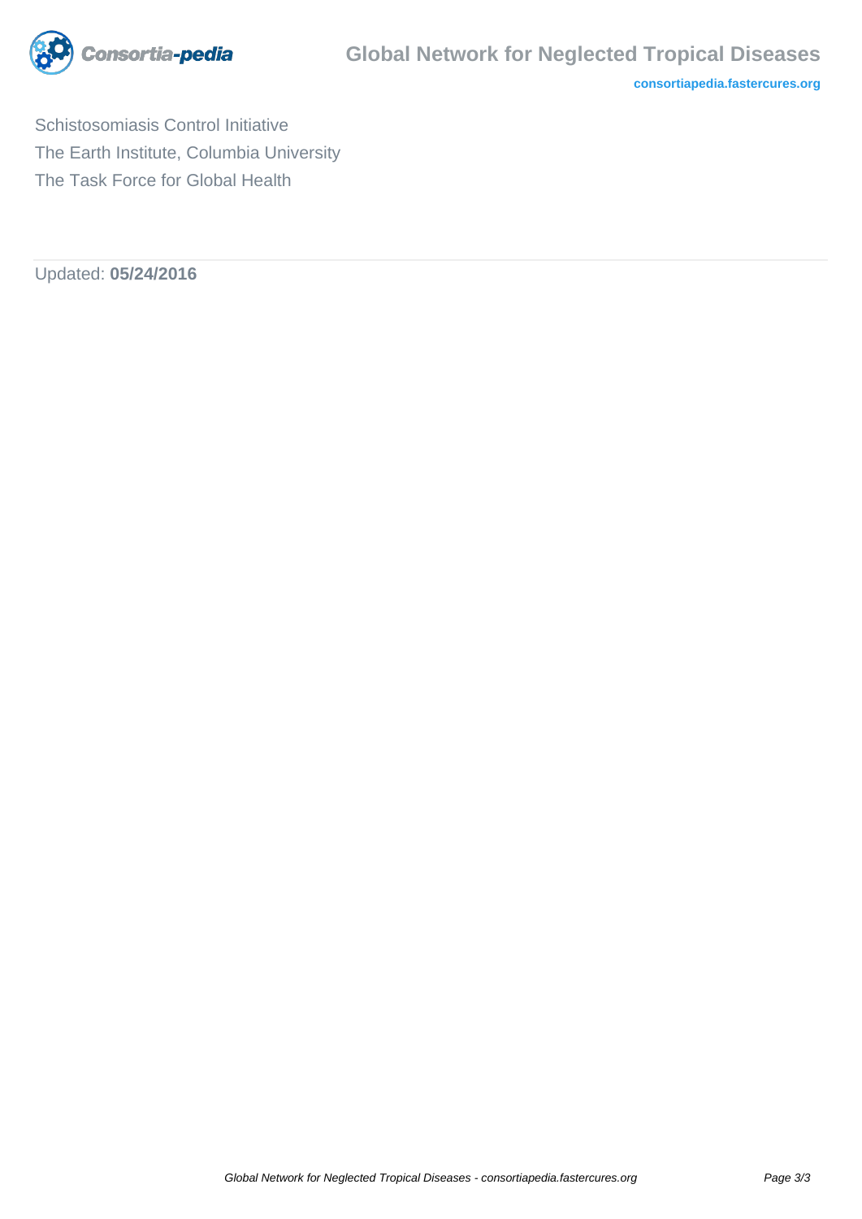Schistosomiasis Control Initiative
The Earth Institute, Columbia University
The Task Force for Global Health

Updated: **05/24/2016**